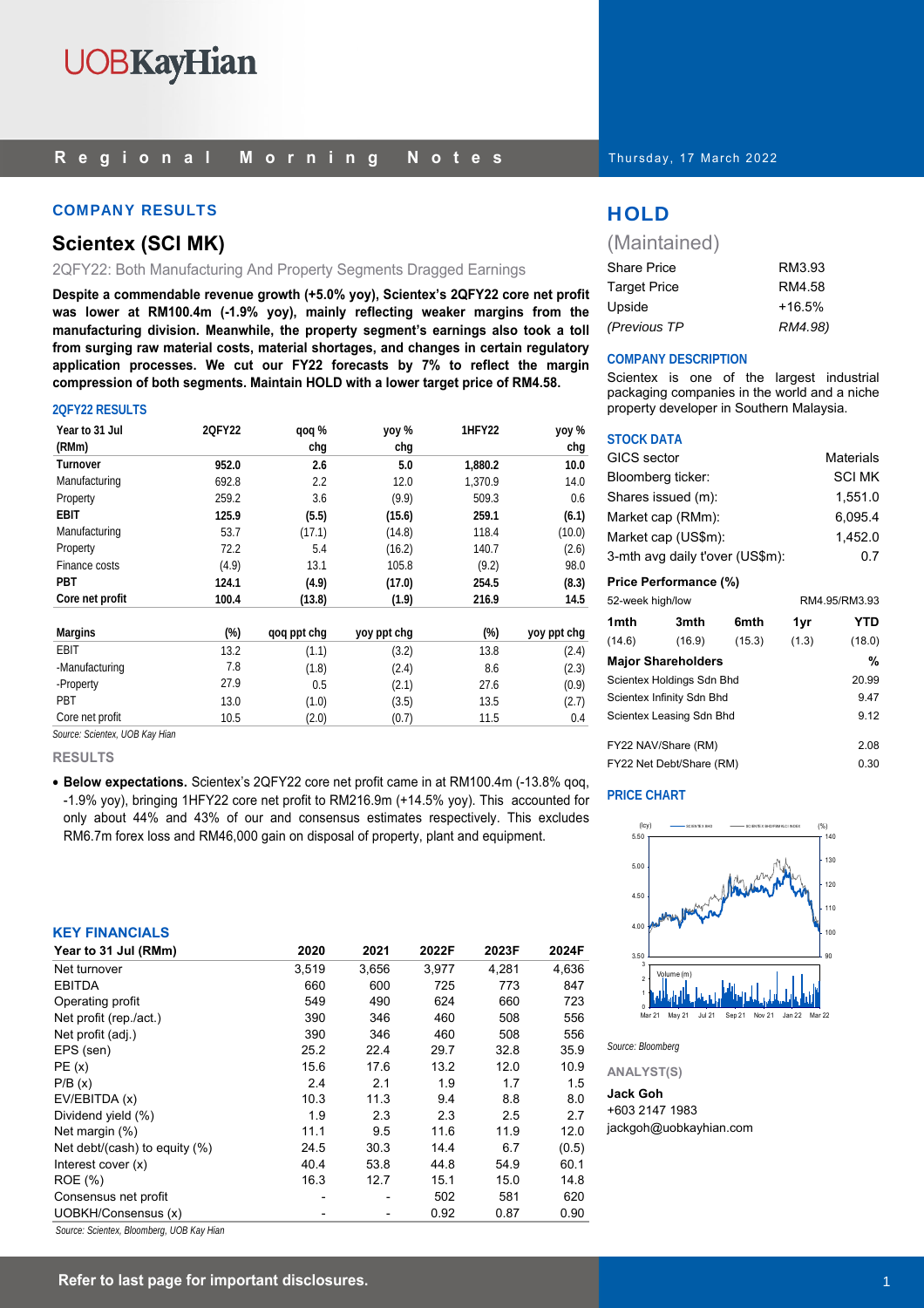# UOBKayHian

**Regional Morning Notes** Thursday, 17 March 2022

## COMPANY RESULTS

## Scientex (SCI MK)

2QFY22: Both Manufacturing And Property Segments Dragged Earnings

**Despite a commendable revenue growth (+5.0% yoy), Scientex's 2QFY22 core net profit was lower at RM100.4m (-1.9% yoy), mainly reflecting weaker margins from the manufacturing division. Meanwhile, the property segment's earnings also took a toll from surging raw material costs, material shortages, and changes in certain regulatory application processes. We cut our FY22 forecasts by 7% to reflect the margin compression of both segments. Maintain HOLD with a lower target price of RM4.58.**

### 2QFY22 RESULTS

| Year to 31 Jul (RMm) | 2QFY22 | qoq % chg | yoy % chg | 1HFY22 | yoy % chg |
|---|---|---|---|---|---|
| **Turnover** | **952.0** | **2.6** | **5.0** | **1,880.2** | **10.0** |
| Manufacturing | 692.8 | 2.2 | 12.0 | 1,370.9 | 14.0 |
| Property | 259.2 | 3.6 | (9.9) | 509.3 | 0.6 |
| **EBIT** | **125.9** | **(5.5)** | **(15.6)** | **259.1** | **(6.1)** |
| Manufacturing | 53.7 | (17.1) | (14.8) | 118.4 | (10.0) |
| Property | 72.2 | 5.4 | (16.2) | 140.7 | (2.6) |
| Finance costs | (4.9) | 13.1 | 105.8 | (9.2) | 98.0 |
| **PBT** | **124.1** | **(4.9)** | **(17.0)** | **254.5** | **(8.3)** |
| **Core net profit** | **100.4** | **(13.8)** | **(1.9)** | **216.9** | **14.5** |

| Margins | (%) | qoq ppt chg | yoy ppt chg | (%) | yoy ppt chg |
|---|---|---|---|---|---|
| EBIT | 13.2 | (1.1) | (3.2) | 13.8 | (2.4) |
| -Manufacturing | 7.8 | (1.8) | (2.4) | 8.6 | (2.3) |
| -Property | 27.9 | 0.5 | (2.1) | 27.6 | (0.9) |
| PBT | 13.0 | (1.0) | (3.5) | 13.5 | (2.7) |
| Core net profit | 10.5 | (2.0) | (0.7) | 11.5 | 0.4 |

*Source: Scientex, UOB Kay Hian*

### RESULTS

- **Below expectations.** Scientex's 2QFY22 core net profit came in at RM100.4m (-13.8% qoq, -1.9% yoy), bringing 1HFY22 core net profit to RM216.9m (+14.5% yoy). This accounted for only about 44% and 43% of our and consensus estimates respectively. This excludes RM6.7m forex loss and RM46,000 gain on disposal of property, plant and equipment.

### KEY FINANCIALS

| Year to 31 Jul (RMm) | 2020 | 2021 | 2022F | 2023F | 2024F |
|---|---|---|---|---|---|
| Net turnover | 3,519 | 3,656 | 3,977 | 4,281 | 4,636 |
| EBITDA | 660 | 600 | 725 | 773 | 847 |
| Operating profit | 549 | 490 | 624 | 660 | 723 |
| Net profit (rep./act.) | 390 | 346 | 460 | 508 | 556 |
| Net profit (adj.) | 390 | 346 | 460 | 508 | 556 |
| EPS (sen) | 25.2 | 22.4 | 29.7 | 32.8 | 35.9 |
| PE (x) | 15.6 | 17.6 | 13.2 | 12.0 | 10.9 |
| P/B (x) | 2.4 | 2.1 | 1.9 | 1.7 | 1.5 |
| EV/EBITDA (x) | 10.3 | 11.3 | 9.4 | 8.8 | 8.0 |
| Dividend yield (%) | 1.9 | 2.3 | 2.3 | 2.5 | 2.7 |
| Net margin (%) | 11.1 | 9.5 | 11.6 | 11.9 | 12.0 |
| Net debt/(cash) to equity (%) | 24.5 | 30.3 | 14.4 | 6.7 | (0.5) |
| Interest cover (x) | 40.4 | 53.8 | 44.8 | 54.9 | 60.1 |
| ROE (%) | 16.3 | 12.7 | 15.1 | 15.0 | 14.8 |
| Consensus net profit | - | - | 502 | 581 | 620 |
| UOBKH/Consensus (x) | - | - | 0.92 | 0.87 | 0.90 |

*Source: Scientex, Bloomberg, UOB Kay Hian*

## HOLD

(Maintained)

| | |
|---|---|
| Share Price | RM3.93 |
| Target Price | RM4.58 |
| Upside | +16.5% |
| *(Previous TP* | *RM4.98)* |

### COMPANY DESCRIPTION

Scientex is one of the largest industrial packaging companies in the world and a niche property developer in Southern Malaysia.

### STOCK DATA

| | |
|---|---|
| GICS sector | Materials |
| Bloomberg ticker: | SCI MK |
| Shares issued (m): | 1,551.0 |
| Market cap (RMm): | 6,095.4 |
| Market cap (US$m): | 1,452.0 |
| 3-mth avg daily t'over (US$m): | 0.7 |

**Price Performance (%)**

52-week high/low RM4.95/RM3.93

| 1mth | 3mth | 6mth | 1yr | YTD |
|---|---|---|---|---|
| (14.6) | (16.9) | (15.3) | (1.3) | (18.0) |

| **Major Shareholders** | **%** |
|---|---|
| Scientex Holdings Sdn Bhd | 20.99 |
| Scientex Infinity Sdn Bhd | 9.47 |
| Scientex Leasing Sdn Bhd | 9.12 |

| | |
|---|---|
| FY22 NAV/Share (RM) | 2.08 |
| FY22 Net Debt/Share (RM) | 0.30 |

### PRICE CHART

*Source: Bloomberg*

### ANALYST(S)

**Jack Goh**
+603 2147 1983
jackgoh@uobkayhian.com

**Refer to last page for important disclosures.**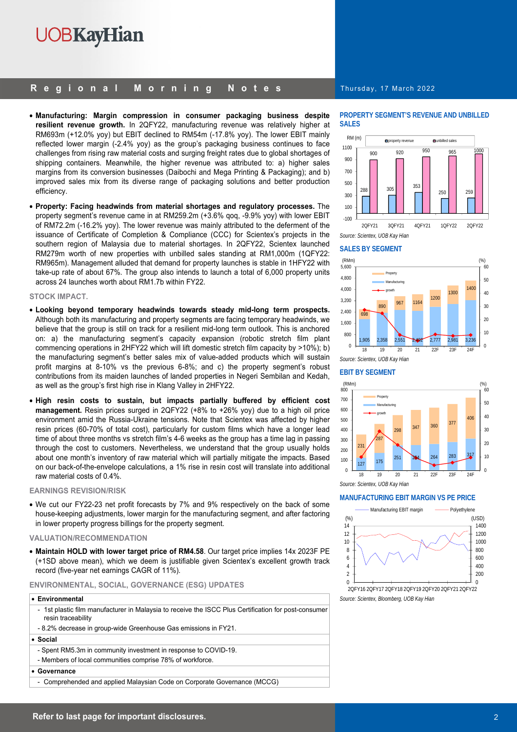- **Manufacturing: Margin compression in consumer packaging business despite resilient revenue growth.** In 2QFY22, manufacturing revenue was relatively higher at RM693m (+12.0% yoy) but EBIT declined to RM54m (-17.8% yoy). The lower EBIT mainly reflected lower margin (-2.4% yoy) as the group's packaging business continues to face challenges from rising raw material costs and surging freight rates due to global shortages of shipping containers. Meanwhile, the higher revenue was attributed to: a) higher sales margins from its conversion businesses (Daibochi and Mega Printing & Packaging); and b) improved sales mix from its diverse range of packaging solutions and better production efficiency.

- **Property: Facing headwinds from material shortages and regulatory processes.** The property segment's revenue came in at RM259.2m (+3.6% qoq, -9.9% yoy) with lower EBIT of RM72.2m (-16.2% yoy). The lower revenue was mainly attributed to the deferment of the issuance of Certificate of Completion & Compliance (CCC) for Scientex's projects in the southern region of Malaysia due to material shortages. In 2QFY22, Scientex launched RM279m worth of new properties with unbilled sales standing at RM1,000m (1QFY22: RM965m). Management alluded that demand for property launches is stable in 1HFY22 with take-up rate of about 67%. The group also intends to launch a total of 6,000 property units across 24 launches worth about RM1.7b within FY22.

## STOCK IMPACT.

- **Looking beyond temporary headwinds towards steady mid-long term prospects.** Although both its manufacturing and property segments are facing temporary headwinds, we believe that the group is still on track for a resilient mid-long term outlook. This is anchored on: a) the manufacturing segment's capacity expansion (robotic stretch film plant commencing operations in 2HFY22 which will lift domestic stretch film capacity by >10%); b) the manufacturing segment's better sales mix of value-added products which will sustain profit margins at 8-10% vs the previous 6-8%; and c) the property segment's robust contributions from its maiden launches of landed properties in Negeri Sembilan and Kedah, as well as the group's first high rise in Klang Valley in 2HFY22.

- **High resin costs to sustain, but impacts partially buffered by efficient cost management.** Resin prices surged in 2QFY22 (+8% to +26% yoy) due to a high oil price environment amid the Russia-Ukraine tensions. Note that Scientex was affected by higher resin prices (60-70% of total cost), particularly for custom films which have a longer lead time of about three months vs stretch film's 4-6 weeks as the group has a time lag in passing through the cost to customers. Nevertheless, we understand that the group usually holds about one month's inventory of raw material which will partially mitigate the impacts. Based on our back-of-the-envelope calculations, a 1% rise in resin cost will translate into additional raw material costs of 0.4%.

## EARNINGS REVISION/RISK

- We cut our FY22-23 net profit forecasts by 7% and 9% respectively on the back of some house-keeping adjustments, lower margin for the manufacturing segment, and after factoring in lower property progress billings for the property segment.

## VALUATION/RECOMMENDATION

- **Maintain HOLD with lower target price of RM4.58**. Our target price implies 14x 2023F PE (+1SD above mean), which we deem is justifiable given Scientex's excellent growth track record (five-year net earnings CAGR of 11%).

## ENVIRONMENTAL, SOCIAL, GOVERNANCE (ESG) UPDATES

- **Environmental**
  - 1st plastic film manufacturer in Malaysia to receive the ISCC Plus Certification for post-consumer resin traceability
  - 8.2% decrease in group-wide Greenhouse Gas emissions in FY21.
- **Social**
  - Spent RM5.3m in community investment in response to COVID-19.
  - Members of local communities comprise 78% of workforce.
- **Governance**
  - Comprehended and applied Malaysian Code on Corporate Governance (MCCG)

## PROPERTY SEGMENT'S REVENUE AND UNBILLED SALES

| RM (m) | 2QFY21 | 3QFY21 | 4QFY21 | 1QFY22 | 2QFY22 |
|---|---|---|---|---|---|
| property revenue | 288 | 305 | 353 | 250 | 259 |
| unbilled sales | 900 | 920 | 950 | 965 | 1000 |

Source: Scientex, UOB Kay Hian

## SALES BY SEGMENT

| (RMm) | 18 | 19 | 20 | 21 | 22F | 23F | 24F |
|---|---|---|---|---|---|---|---|
| Property | 698 | 890 | 967 | 1164 | 1200 | 1300 | 1400 |
| Manufacturing | 1,905 | 2,358 | 2,551 | 2,492 | 2,777 | 2,981 | 3,236 |

Source: Scientex, UOB Kay Hian

## EBIT BY SEGMENT

| (RMm) | 18 | 19 | 20 | 21 | 22F | 23F | 24F |
|---|---|---|---|---|---|---|---|
| Property | 231 | 287 | 298 | 347 | 360 | 377 | 406 |
| Manufacturing | 127 | 175 | 251 | 254 | 264 | 283 | 317 |

Source: Scientex, UOB Kay Hian

## MANUFACTURING EBIT MARGIN VS PE PRICE

Source: Scientex, Bloomberg, UOB Kay Hian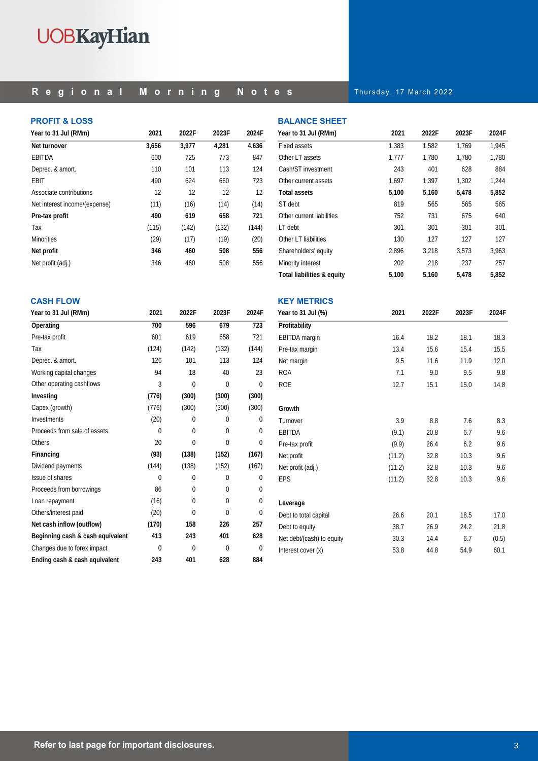## PROFIT & LOSS

| Year to 31 Jul (RMm) | 2021 | 2022F | 2023F | 2024F |
|---|---|---|---|---|
| **Net turnover** | **3,656** | **3,977** | **4,281** | **4,636** |
| EBITDA | 600 | 725 | 773 | 847 |
| Deprec. & amort. | 110 | 101 | 113 | 124 |
| EBIT | 490 | 624 | 660 | 723 |
| Associate contributions | 12 | 12 | 12 | 12 |
| Net interest income/(expense) | (11) | (16) | (14) | (14) |
| **Pre-tax profit** | **490** | **619** | **658** | **721** |
| Tax | (115) | (142) | (132) | (144) |
| Minorities | (29) | (17) | (19) | (20) |
| **Net profit** | **346** | **460** | **508** | **556** |
| Net profit (adj.) | 346 | 460 | 508 | 556 |

## BALANCE SHEET

| Year to 31 Jul (RMm) | 2021 | 2022F | 2023F | 2024F |
|---|---|---|---|---|
| Fixed assets | 1,383 | 1,582 | 1,769 | 1,945 |
| Other LT assets | 1,777 | 1,780 | 1,780 | 1,780 |
| Cash/ST investment | 243 | 401 | 628 | 884 |
| Other current assets | 1,697 | 1,397 | 1,302 | 1,244 |
| **Total assets** | **5,100** | **5,160** | **5,478** | **5,852** |
| ST debt | 819 | 565 | 565 | 565 |
| Other current liabilities | 752 | 731 | 675 | 640 |
| LT debt | 301 | 301 | 301 | 301 |
| Other LT liabilities | 130 | 127 | 127 | 127 |
| Shareholders' equity | 2,896 | 3,218 | 3,573 | 3,963 |
| Minority interest | 202 | 218 | 237 | 257 |
| **Total liabilities & equity** | **5,100** | **5,160** | **5,478** | **5,852** |

## CASH FLOW

| Year to 31 Jul (RMm) | 2021 | 2022F | 2023F | 2024F |
|---|---|---|---|---|
| **Operating** | **700** | **596** | **679** | **723** |
| Pre-tax profit | 601 | 619 | 658 | 721 |
| Tax | (124) | (142) | (132) | (144) |
| Deprec. & amort. | 126 | 101 | 113 | 124 |
| Working capital changes | 94 | 18 | 40 | 23 |
| Other operating cashflows | 3 | 0 | 0 | 0 |
| **Investing** | **(776)** | **(300)** | **(300)** | **(300)** |
| Capex (growth) | (776) | (300) | (300) | (300) |
| Investments | (20) | 0 | 0 | 0 |
| Proceeds from sale of assets | 0 | 0 | 0 | 0 |
| Others | 20 | 0 | 0 | 0 |
| **Financing** | **(93)** | **(138)** | **(152)** | **(167)** |
| Dividend payments | (144) | (138) | (152) | (167) |
| Issue of shares | 0 | 0 | 0 | 0 |
| Proceeds from borrowings | 86 | 0 | 0 | 0 |
| Loan repayment | (16) | 0 | 0 | 0 |
| Others/interest paid | (20) | 0 | 0 | 0 |
| **Net cash inflow (outflow)** | **(170)** | **158** | **226** | **257** |
| **Beginning cash & cash equivalent** | **413** | **243** | **401** | **628** |
| Changes due to forex impact | 0 | 0 | 0 | 0 |
| **Ending cash & cash equivalent** | **243** | **401** | **628** | **884** |

## KEY METRICS

| Year to 31 Jul (%) | 2021 | 2022F | 2023F | 2024F |
|---|---|---|---|---|
| **Profitability** | | | | |
| EBITDA margin | 16.4 | 18.2 | 18.1 | 18.3 |
| Pre-tax margin | 13.4 | 15.6 | 15.4 | 15.5 |
| Net margin | 9.5 | 11.6 | 11.9 | 12.0 |
| ROA | 7.1 | 9.0 | 9.5 | 9.8 |
| ROE | 12.7 | 15.1 | 15.0 | 14.8 |
| | | | | |
| **Growth** | | | | |
| Turnover | 3.9 | 8.8 | 7.6 | 8.3 |
| EBITDA | (9.1) | 20.8 | 6.7 | 9.6 |
| Pre-tax profit | (9.9) | 26.4 | 6.2 | 9.6 |
| Net profit | (11.2) | 32.8 | 10.3 | 9.6 |
| Net profit (adj.) | (11.2) | 32.8 | 10.3 | 9.6 |
| EPS | (11.2) | 32.8 | 10.3 | 9.6 |
| | | | | |
| **Leverage** | | | | |
| Debt to total capital | 26.6 | 20.1 | 18.5 | 17.0 |
| Debt to equity | 38.7 | 26.9 | 24.2 | 21.8 |
| Net debt/(cash) to equity | 30.3 | 14.4 | 6.7 | (0.5) |
| Interest cover (x) | 53.8 | 44.8 | 54.9 | 60.1 |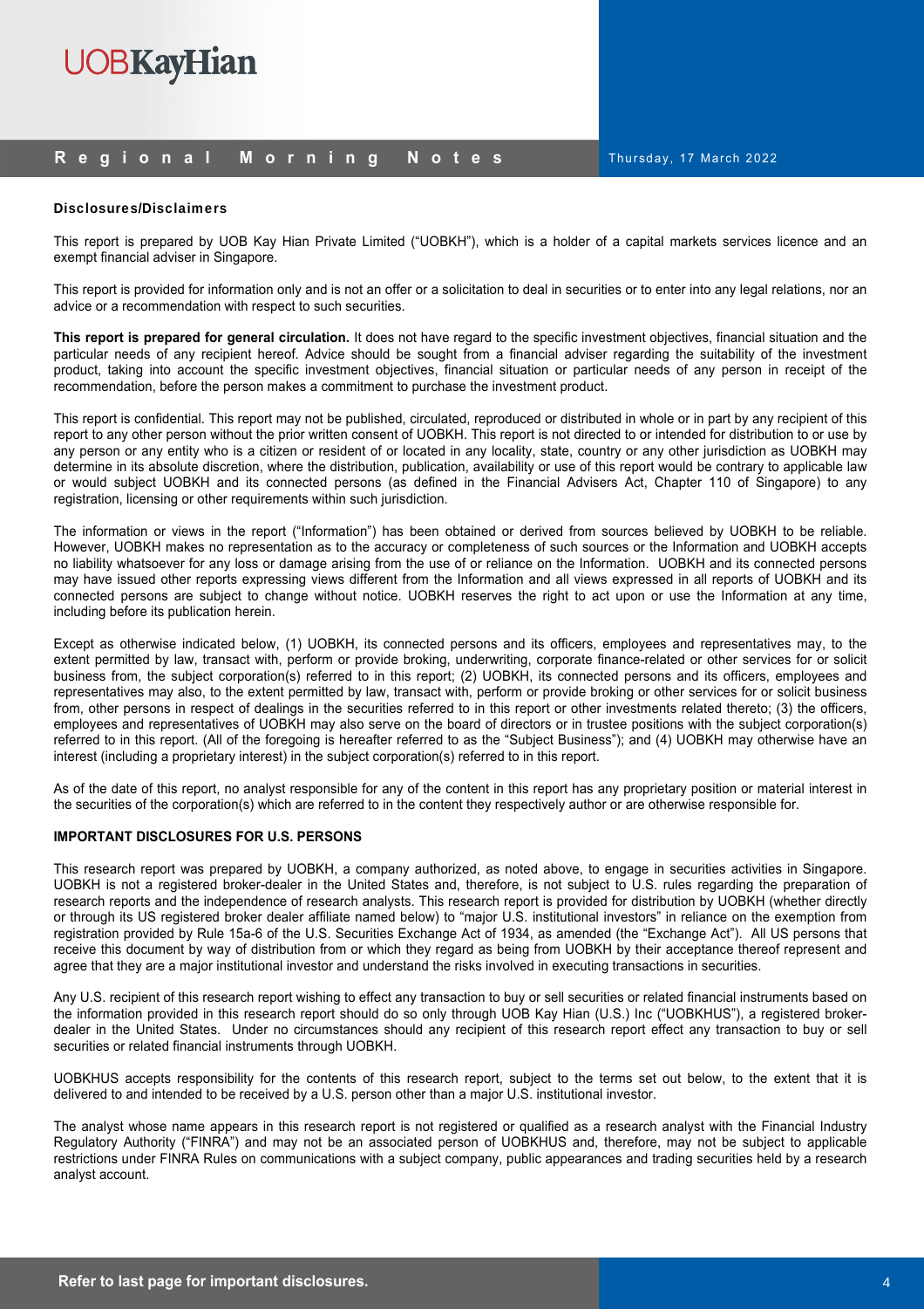**Disclosures/Disclaimers**

This report is prepared by UOB Kay Hian Private Limited ("UOBKH"), which is a holder of a capital markets services licence and an exempt financial adviser in Singapore.

This report is provided for information only and is not an offer or a solicitation to deal in securities or to enter into any legal relations, nor an advice or a recommendation with respect to such securities.

**This report is prepared for general circulation.** It does not have regard to the specific investment objectives, financial situation and the particular needs of any recipient hereof. Advice should be sought from a financial adviser regarding the suitability of the investment product, taking into account the specific investment objectives, financial situation or particular needs of any person in receipt of the recommendation, before the person makes a commitment to purchase the investment product.

This report is confidential. This report may not be published, circulated, reproduced or distributed in whole or in part by any recipient of this report to any other person without the prior written consent of UOBKH. This report is not directed to or intended for distribution to or use by any person or any entity who is a citizen or resident of or located in any locality, state, country or any other jurisdiction as UOBKH may determine in its absolute discretion, where the distribution, publication, availability or use of this report would be contrary to applicable law or would subject UOBKH and its connected persons (as defined in the Financial Advisers Act, Chapter 110 of Singapore) to any registration, licensing or other requirements within such jurisdiction.

The information or views in the report ("Information") has been obtained or derived from sources believed by UOBKH to be reliable. However, UOBKH makes no representation as to the accuracy or completeness of such sources or the Information and UOBKH accepts no liability whatsoever for any loss or damage arising from the use of or reliance on the Information. UOBKH and its connected persons may have issued other reports expressing views different from the Information and all views expressed in all reports of UOBKH and its connected persons are subject to change without notice. UOBKH reserves the right to act upon or use the Information at any time, including before its publication herein.

Except as otherwise indicated below, (1) UOBKH, its connected persons and its officers, employees and representatives may, to the extent permitted by law, transact with, perform or provide broking, underwriting, corporate finance-related or other services for or solicit business from, the subject corporation(s) referred to in this report; (2) UOBKH, its connected persons and its officers, employees and representatives may also, to the extent permitted by law, transact with, perform or provide broking or other services for or solicit business from, other persons in respect of dealings in the securities referred to in this report or other investments related thereto; (3) the officers, employees and representatives of UOBKH may also serve on the board of directors or in trustee positions with the subject corporation(s) referred to in this report. (All of the foregoing is hereafter referred to as the "Subject Business"); and (4) UOBKH may otherwise have an interest (including a proprietary interest) in the subject corporation(s) referred to in this report.

As of the date of this report, no analyst responsible for any of the content in this report has any proprietary position or material interest in the securities of the corporation(s) which are referred to in the content they respectively author or are otherwise responsible for.

**IMPORTANT DISCLOSURES FOR U.S. PERSONS**

This research report was prepared by UOBKH, a company authorized, as noted above, to engage in securities activities in Singapore. UOBKH is not a registered broker-dealer in the United States and, therefore, is not subject to U.S. rules regarding the preparation of research reports and the independence of research analysts. This research report is provided for distribution by UOBKH (whether directly or through its US registered broker dealer affiliate named below) to "major U.S. institutional investors" in reliance on the exemption from registration provided by Rule 15a-6 of the U.S. Securities Exchange Act of 1934, as amended (the "Exchange Act"). All US persons that receive this document by way of distribution from or which they regard as being from UOBKH by their acceptance thereof represent and agree that they are a major institutional investor and understand the risks involved in executing transactions in securities.

Any U.S. recipient of this research report wishing to effect any transaction to buy or sell securities or related financial instruments based on the information provided in this research report should do so only through UOB Kay Hian (U.S.) Inc ("UOBKHUS"), a registered broker-dealer in the United States. Under no circumstances should any recipient of this research report effect any transaction to buy or sell securities or related financial instruments through UOBKH.

UOBKHUS accepts responsibility for the contents of this research report, subject to the terms set out below, to the extent that it is delivered to and intended to be received by a U.S. person other than a major U.S. institutional investor.

The analyst whose name appears in this research report is not registered or qualified as a research analyst with the Financial Industry Regulatory Authority ("FINRA") and may not be an associated person of UOBKHUS and, therefore, may not be subject to applicable restrictions under FINRA Rules on communications with a subject company, public appearances and trading securities held by a research analyst account.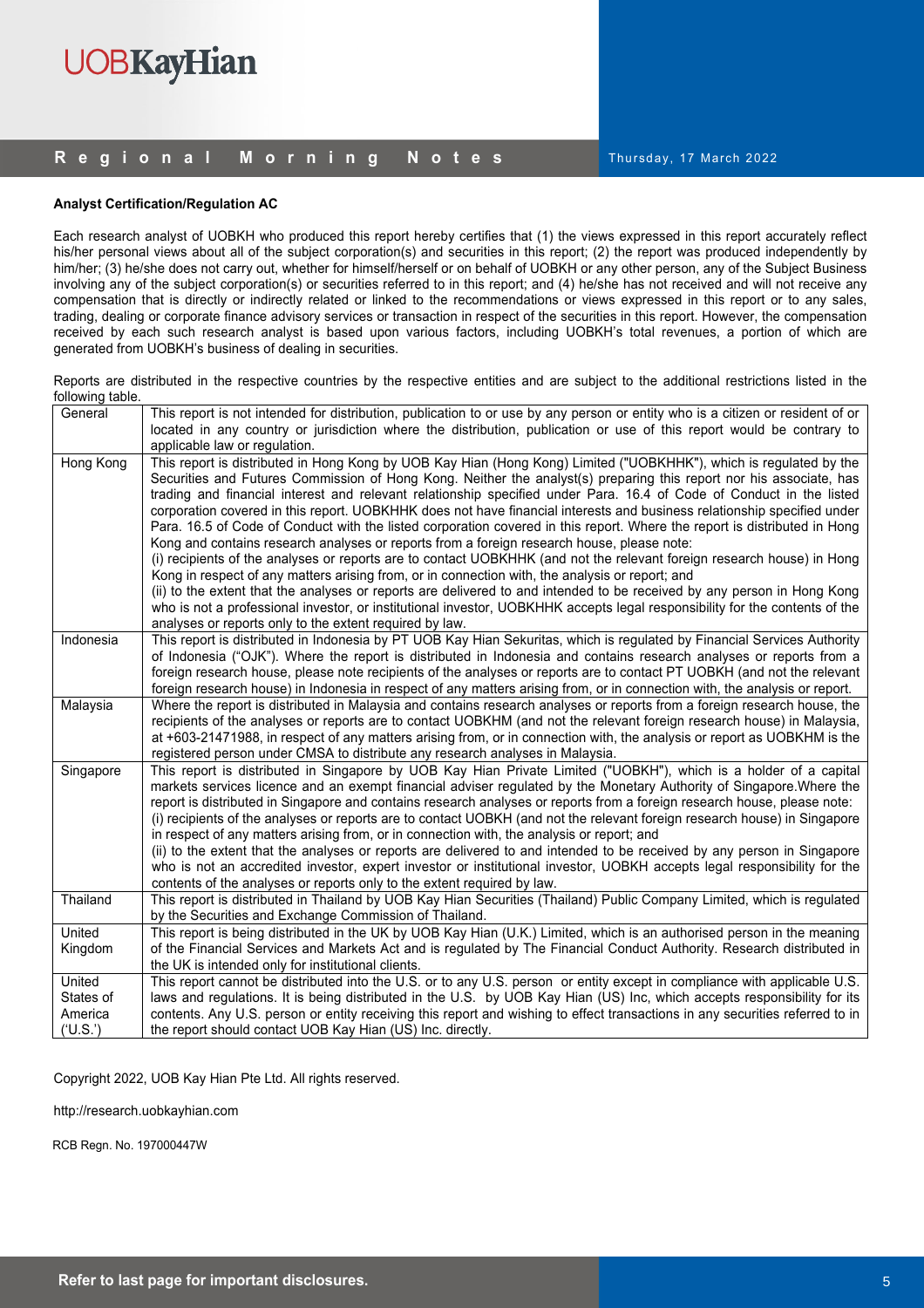**Analyst Certification/Regulation AC**

Each research analyst of UOBKH who produced this report hereby certifies that (1) the views expressed in this report accurately reflect his/her personal views about all of the subject corporation(s) and securities in this report; (2) the report was produced independently by him/her; (3) he/she does not carry out, whether for himself/herself or on behalf of UOBKH or any other person, any of the Subject Business involving any of the subject corporation(s) or securities referred to in this report; and (4) he/she has not received and will not receive any compensation that is directly or indirectly related or linked to the recommendations or views expressed in this report or to any sales, trading, dealing or corporate finance advisory services or transaction in respect of the securities in this report. However, the compensation received by each such research analyst is based upon various factors, including UOBKH's total revenues, a portion of which are generated from UOBKH's business of dealing in securities.

Reports are distributed in the respective countries by the respective entities and are subject to the additional restrictions listed in the following table.

| | |
|---|---|
| General | This report is not intended for distribution, publication to or use by any person or entity who is a citizen or resident of or located in any country or jurisdiction where the distribution, publication or use of this report would be contrary to applicable law or regulation. |
| Hong Kong | This report is distributed in Hong Kong by UOB Kay Hian (Hong Kong) Limited ("UOBKHHK"), which is regulated by the Securities and Futures Commission of Hong Kong. Neither the analyst(s) preparing this report nor his associate, has trading and financial interest and relevant relationship specified under Para. 16.4 of Code of Conduct in the listed corporation covered in this report. UOBKHHK does not have financial interests and business relationship specified under Para. 16.5 of Code of Conduct with the listed corporation covered in this report. Where the report is distributed in Hong Kong and contains research analyses or reports from a foreign research house, please note:<br>(i) recipients of the analyses or reports are to contact UOBKHHK (and not the relevant foreign research house) in Hong Kong in respect of any matters arising from, or in connection with, the analysis or report; and<br>(ii) to the extent that the analyses or reports are delivered to and intended to be received by any person in Hong Kong who is not a professional investor, or institutional investor, UOBKHHK accepts legal responsibility for the contents of the analyses or reports only to the extent required by law. |
| Indonesia | This report is distributed in Indonesia by PT UOB Kay Hian Sekuritas, which is regulated by Financial Services Authority of Indonesia ("OJK"). Where the report is distributed in Indonesia and contains research analyses or reports from a foreign research house, please note recipients of the analyses or reports are to contact PT UOBKH (and not the relevant foreign research house) in Indonesia in respect of any matters arising from, or in connection with, the analysis or report. |
| Malaysia | Where the report is distributed in Malaysia and contains research analyses or reports from a foreign research house, the recipients of the analyses or reports are to contact UOBKHM (and not the relevant foreign research house) in Malaysia, at +603-21471988, in respect of any matters arising from, or in connection with, the analysis or report as UOBKHM is the registered person under CMSA to distribute any research analyses in Malaysia. |
| Singapore | This report is distributed in Singapore by UOB Kay Hian Private Limited ("UOBKH"), which is a holder of a capital markets services licence and an exempt financial adviser regulated by the Monetary Authority of Singapore.Where the report is distributed in Singapore and contains research analyses or reports from a foreign research house, please note:<br>(i) recipients of the analyses or reports are to contact UOBKH (and not the relevant foreign research house) in Singapore in respect of any matters arising from, or in connection with, the analysis or report; and<br>(ii) to the extent that the analyses or reports are delivered to and intended to be received by any person in Singapore who is not an accredited investor, expert investor or institutional investor, UOBKH accepts legal responsibility for the contents of the analyses or reports only to the extent required by law. |
| Thailand | This report is distributed in Thailand by UOB Kay Hian Securities (Thailand) Public Company Limited, which is regulated by the Securities and Exchange Commission of Thailand. |
| United Kingdom | This report is being distributed in the UK by UOB Kay Hian (U.K.) Limited, which is an authorised person in the meaning of the Financial Services and Markets Act and is regulated by The Financial Conduct Authority. Research distributed in the UK is intended only for institutional clients. |
| United States of America ('U.S.') | This report cannot be distributed into the U.S. or to any U.S. person or entity except in compliance with applicable U.S. laws and regulations. It is being distributed in the U.S. by UOB Kay Hian (US) Inc, which accepts responsibility for its contents. Any U.S. person or entity receiving this report and wishing to effect transactions in any securities referred to in the report should contact UOB Kay Hian (US) Inc. directly. |

Copyright 2022, UOB Kay Hian Pte Ltd. All rights reserved.

http://research.uobkayhian.com

RCB Regn. No. 197000447W